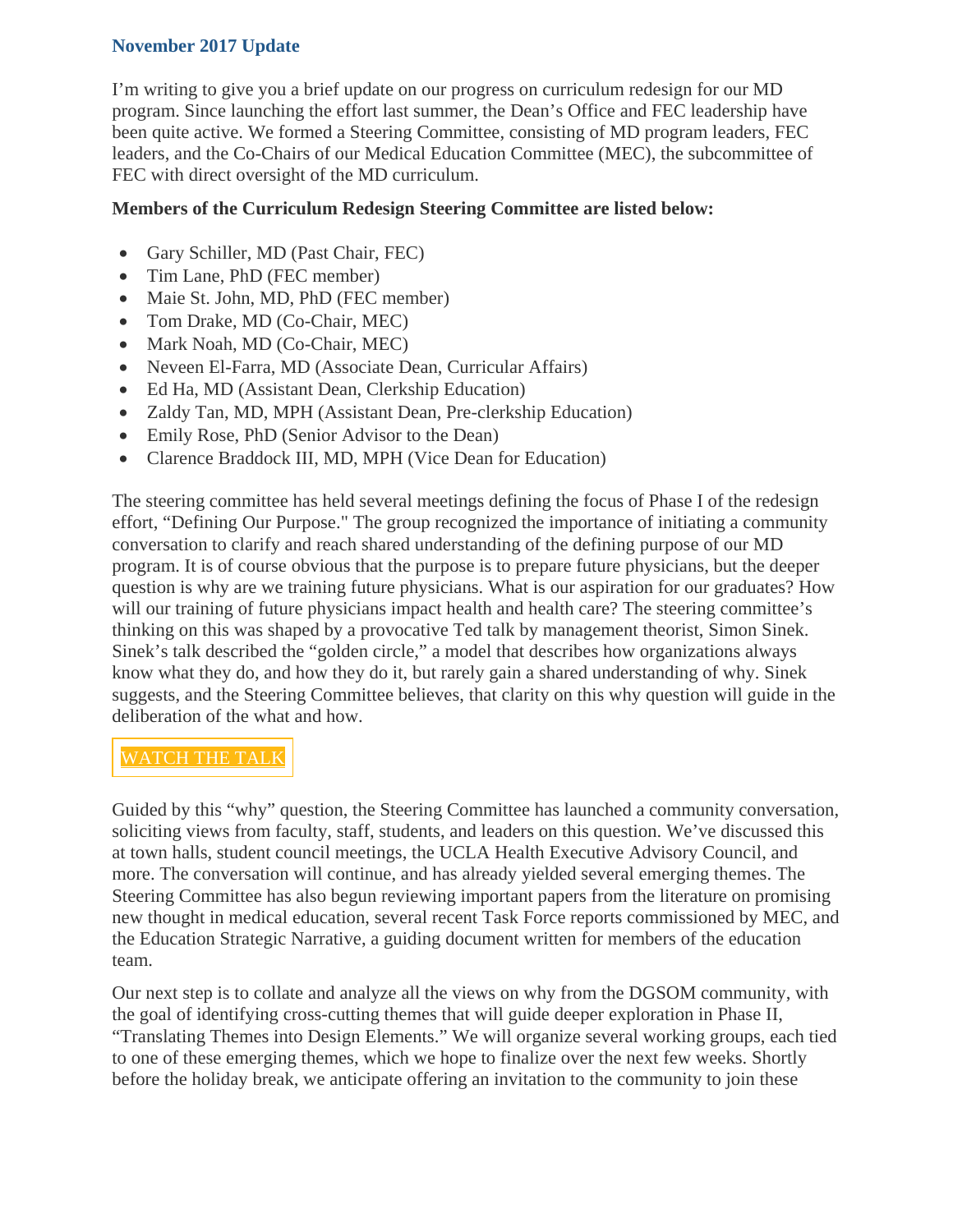## November 2017 Update

I'm writing to give you a brief update on our progress on curriculum redesign for our MD program. Since launching the effort last summer, the Dean's Office and FEC leadership have been quite active. We formed a Steering Committee, consisting of MD program leaders, FEC leaders, and the Co-Chairs of our Medical Education Committee (MEC), the subcommittee of FEC with direct oversight of the MD curriculum.

**Members of the Curriculum Redesign Steering Committee are listed below:**

- Gary Schiller, MD (Past Chair, FEC)
- Tim Lane, PhD (FEC member)
- Maie St. John, MD, PhD (FEC member)
- Tom Drake, MD (Co-Chair, MEC)
- Mark Noah, MD (Co-Chair, MEC)
- Neveen El-Farra, MD (Associate Dean, Curricular Affairs)
- Ed Ha, MD (Assistant Dean, Clerkship Education)
- Zaldy Tan, MD, MPH (Assistant Dean, Pre-clerkship Education)
- Emily Rose, PhD (Senior Advisor to the Dean)
- Clarence Braddock III, MD, MPH (Vice Dean for Education)

The steering committee has held several meetings defining the focus of Phase I of the redesign effort, "Defining Our Purpose." The group recognized the importance of initiating a community conversation to clarify and reach shared understanding of the defining purpose of our MD program. It is of course obvious that the purpose is to prepare future physicians, but the deeper question is why are we training future physicians. What is our aspiration for our graduates? How will our training of future physicians impact health and health care? The steering committee's thinking on this was shaped by a provocative Ted talk by management theorist, Simon Sinek. Sinek's talk described the "golden circle," a model that describes how organizations always know what they do, and how they do it, but rarely gain a shared understanding of why. Sinek suggests, and the Steering Committee believes, that clarity on this why question will guide in the deliberation of the what and how.

WATCH THE TALK

Guided by this "why" question, the Steering Committee has launched a community conversation, soliciting views from faculty, staff, students, and leaders on this question. We've discussed this at town halls, student council meetings, the UCLA Health Executive Advisory Council, and more. The conversation will continue, and has already yielded several emerging themes. The Steering Committee has also begun reviewing important papers from the literature on promising new thought in medical education, several recent Task Force reports commissioned by MEC, and the Education Strategic Narrative, a guiding document written for members of the education team.

Our next step is to collate and analyze all the views on why from the DGSOM community, with the goal of identifying cross-cutting themes that will guide deeper exploration in Phase II, "Translating Themes into Design Elements." We will organize several working groups, each tied to one of these emerging themes, which we hope to finalize over the next few weeks. Shortly before the holiday break, we anticipate offering an invitation to the community to join these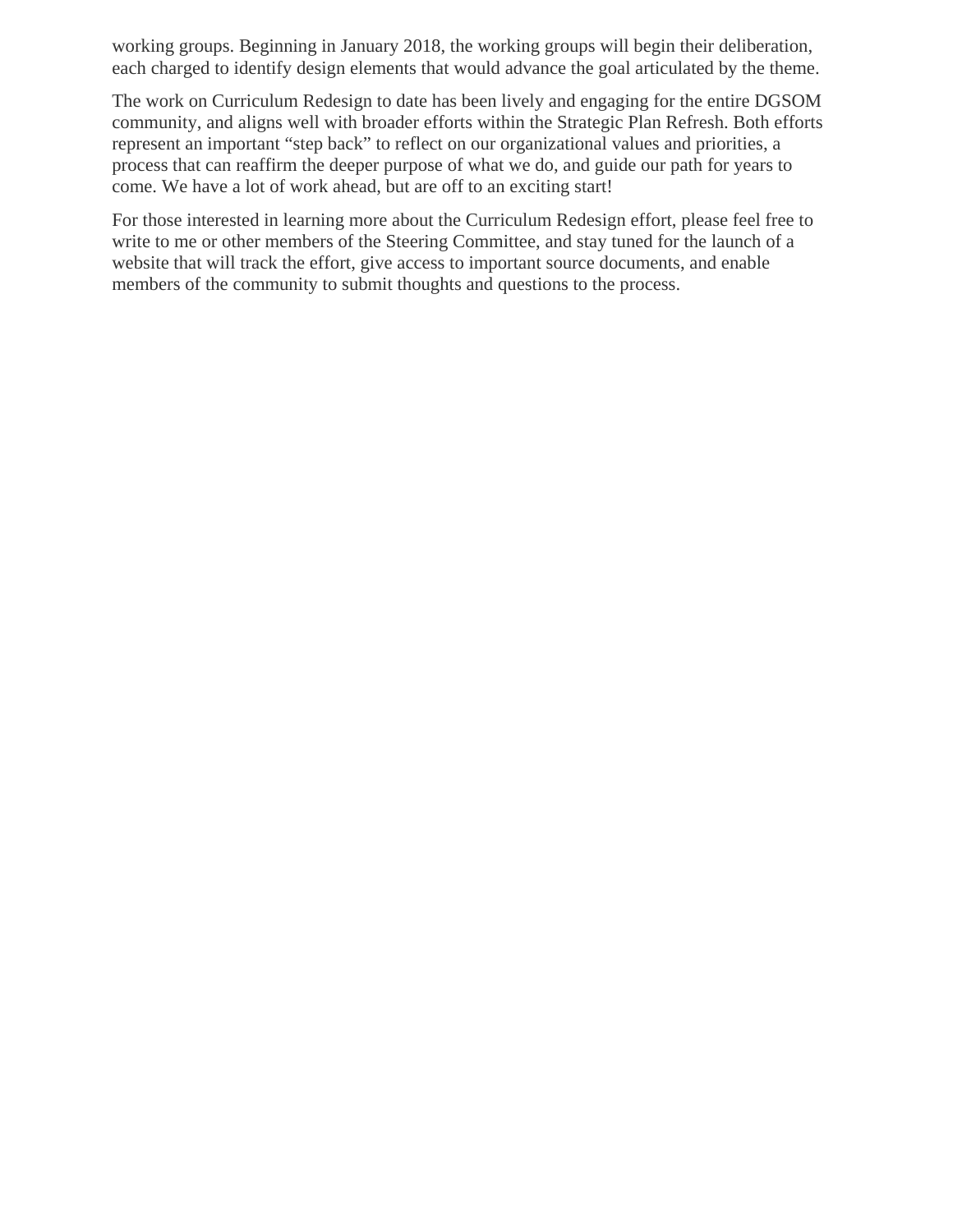working groups. Beginning in January 2018, the working groups will begin their deliberation, each charged to identify design elements that would advance the goal articulated by the theme.

The work on Curriculum Redesign to date has been lively and engaging for the entire DGSOM community, and aligns well with broader efforts within the Strategic Plan Refresh. Both efforts represent an important "step back" to reflect on our organizational values and priorities, a process that can reaffirm the deeper purpose of what we do, and guide our path for years to come. We have a lot of work ahead, but are off to an exciting start!

For those interested in learning more about the Curriculum Redesign effort, please feel free to write to me or other members of the Steering Committee, and stay tuned for the launch of a website that will track the effort, give access to important source documents, and enable members of the community to submit thoughts and questions to the process.